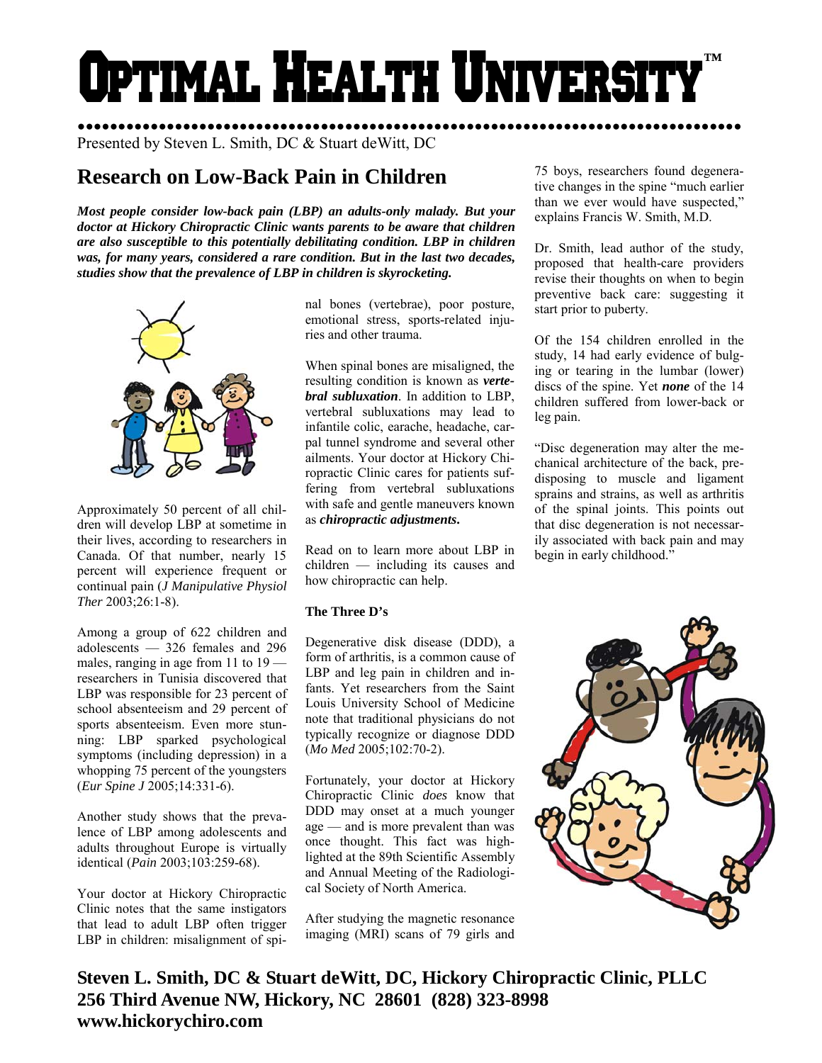# Optimal Health University™

Presented by Steven L. Smith, DC & Stuart deWitt, DC

## Research on Low-Back Pain in Children

***Most people consider low-back pain (LBP) an adults-only malady. But your doctor at Hickory Chiropractic Clinic wants parents to be aware that children are also susceptible to this potentially debilitating condition. LBP in children was, for many years, considered a rare condition. But in the last two decades, studies show that the prevalence of LBP in children is skyrocketing.***

Approximately 50 percent of all children will develop LBP at sometime in their lives, according to researchers in Canada. Of that number, nearly 15 percent will experience frequent or continual pain (*J Manipulative Physiol Ther* 2003;26:1-8).

Among a group of 622 children and adolescents — 326 females and 296 males, ranging in age from 11 to 19 — researchers in Tunisia discovered that LBP was responsible for 23 percent of school absenteeism and 29 percent of sports absenteeism. Even more stunning: LBP sparked psychological symptoms (including depression) in a whopping 75 percent of the youngsters (*Eur Spine J* 2005;14:331-6).

Another study shows that the prevalence of LBP among adolescents and adults throughout Europe is virtually identical (*Pain* 2003;103:259-68).

Your doctor at Hickory Chiropractic Clinic notes that the same instigators that lead to adult LBP often trigger LBP in children: misalignment of spinal bones (vertebrae), poor posture, emotional stress, sports-related injuries and other trauma.

When spinal bones are misaligned, the resulting condition is known as ***vertebral subluxation***. In addition to LBP, vertebral subluxations may lead to infantile colic, earache, headache, carpal tunnel syndrome and several other ailments. Your doctor at Hickory Chiropractic Clinic cares for patients suffering from vertebral subluxations with safe and gentle maneuvers known as ***chiropractic adjustments***.

Read on to learn more about LBP in children — including its causes and how chiropractic can help.

### The Three D's

Degenerative disk disease (DDD), a form of arthritis, is a common cause of LBP and leg pain in children and infants. Yet researchers from the Saint Louis University School of Medicine note that traditional physicians do not typically recognize or diagnose DDD (*Mo Med* 2005;102:70-2).

Fortunately, your doctor at Hickory Chiropractic Clinic *does* know that DDD may onset at a much younger age — and is more prevalent than was once thought. This fact was highlighted at the 89th Scientific Assembly and Annual Meeting of the Radiological Society of North America.

After studying the magnetic resonance imaging (MRI) scans of 79 girls and 75 boys, researchers found degenerative changes in the spine "much earlier than we ever would have suspected," explains Francis W. Smith, M.D.

Dr. Smith, lead author of the study, proposed that health-care providers revise their thoughts on when to begin preventive back care: suggesting it start prior to puberty.

Of the 154 children enrolled in the study, 14 had early evidence of bulging or tearing in the lumbar (lower) discs of the spine. Yet ***none*** of the 14 children suffered from lower-back or leg pain.

"Disc degeneration may alter the mechanical architecture of the back, predisposing to muscle and ligament sprains and strains, as well as arthritis of the spinal joints. This points out that disc degeneration is not necessarily associated with back pain and may begin in early childhood."

**Steven L. Smith, DC & Stuart deWitt, DC, Hickory Chiropractic Clinic, PLLC**
**256 Third Avenue NW, Hickory, NC 28601 (828) 323-8998**
**www.hickorychiro.com**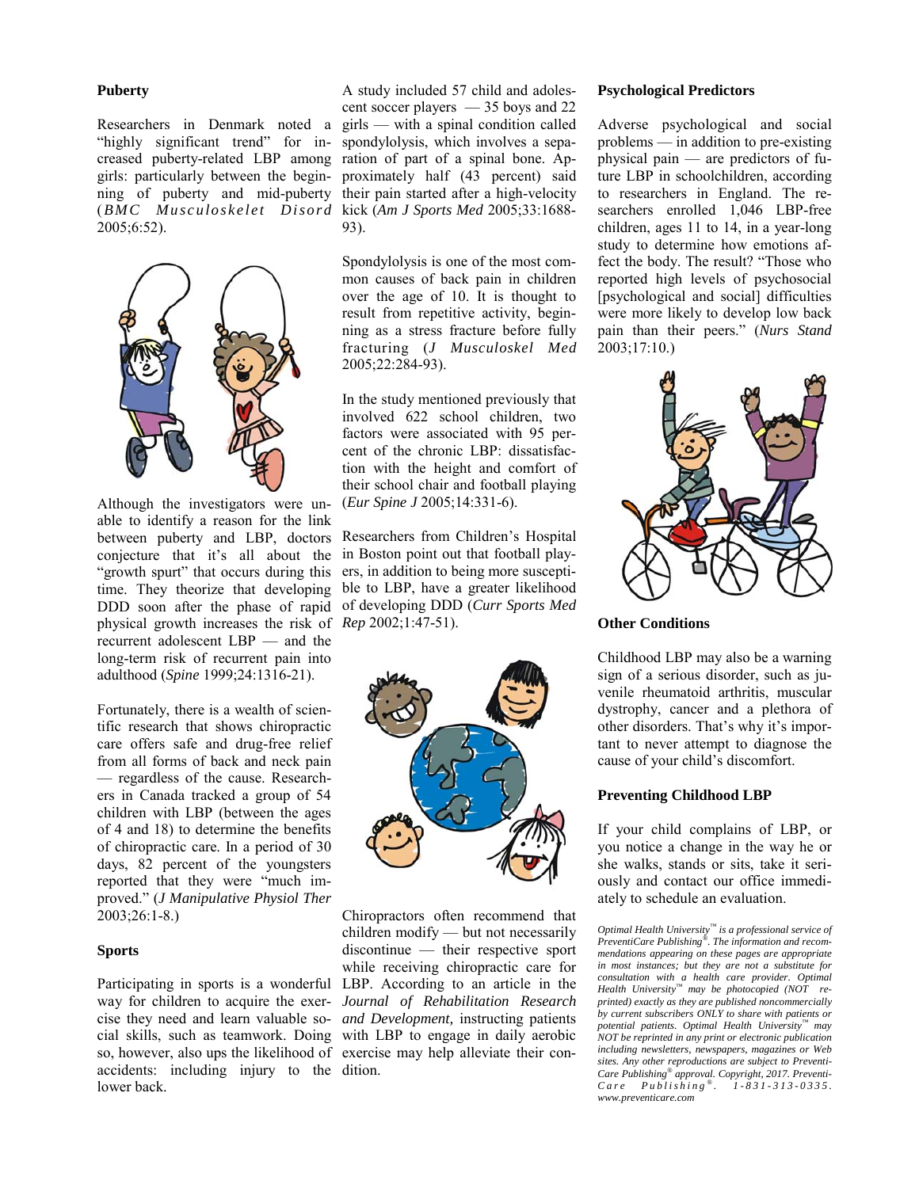## Puberty

Researchers in Denmark noted a "highly significant trend" for increased puberty-related LBP among girls: particularly between the beginning of puberty and mid-puberty (*BMC Musculoskelet Disord* 2005;6:52).

Although the investigators were unable to identify a reason for the link between puberty and LBP, doctors conjecture that it's all about the "growth spurt" that occurs during this time. They theorize that developing DDD soon after the phase of rapid physical growth increases the risk of recurrent adolescent LBP — and the long-term risk of recurrent pain into adulthood (*Spine* 1999;24:1316-21).

Fortunately, there is a wealth of scientific research that shows chiropractic care offers safe and drug-free relief from all forms of back and neck pain — regardless of the cause. Researchers in Canada tracked a group of 54 children with LBP (between the ages of 4 and 18) to determine the benefits of chiropractic care. In a period of 30 days, 82 percent of the youngsters reported that they were "much improved." (*J Manipulative Physiol Ther* 2003;26:1-8.)

## Sports

Participating in sports is a wonderful way for children to acquire the exercise they need and learn valuable social skills, such as teamwork. Doing so, however, also ups the likelihood of accidents: including injury to the lower back.

A study included 57 child and adolescent soccer players — 35 boys and 22 girls — with a spinal condition called spondylolysis, which involves a separation of part of a spinal bone. Approximately half (43 percent) said their pain started after a high-velocity kick (*Am J Sports Med* 2005;33:1688-93).

Spondylolysis is one of the most common causes of back pain in children over the age of 10. It is thought to result from repetitive activity, beginning as a stress fracture before fully fracturing (*J Musculoskel Med* 2005;22:284-93).

In the study mentioned previously that involved 622 school children, two factors were associated with 95 percent of the chronic LBP: dissatisfaction with the height and comfort of their school chair and football playing (*Eur Spine J* 2005;14:331-6).

Researchers from Children's Hospital in Boston point out that football players, in addition to being more susceptible to LBP, have a greater likelihood of developing DDD (*Curr Sports Med Rep* 2002;1:47-51).

Chiropractors often recommend that children modify — but not necessarily discontinue — their respective sport while receiving chiropractic care for LBP. According to an article in the *Journal of Rehabilitation Research and Development,* instructing patients with LBP to engage in daily aerobic exercise may help alleviate their condition.

## Psychological Predictors

Adverse psychological and social problems — in addition to pre-existing physical pain — are predictors of future LBP in schoolchildren, according to researchers in England. The researchers enrolled 1,046 LBP-free children, ages 11 to 14, in a year-long study to determine how emotions affect the body. The result? "Those who reported high levels of psychosocial [psychological and social] difficulties were more likely to develop low back pain than their peers." (*Nurs Stand* 2003;17:10.)

## Other Conditions

Childhood LBP may also be a warning sign of a serious disorder, such as juvenile rheumatoid arthritis, muscular dystrophy, cancer and a plethora of other disorders. That's why it's important to never attempt to diagnose the cause of your child's discomfort.

## Preventing Childhood LBP

If your child complains of LBP, or you notice a change in the way he or she walks, stands or sits, take it seriously and contact our office immediately to schedule an evaluation.

*Optimal Health University™ is a professional service of PreventiCare Publishing®. The information and recommendations appearing on these pages are appropriate in most instances; but they are not a substitute for consultation with a health care provider. Optimal Health University™ may be photocopied (NOT reprinted) exactly as they are published noncommercially by current subscribers ONLY to share with patients or potential patients. Optimal Health University™ may NOT be reprinted in any print or electronic publication including newsletters, newspapers, magazines or Web sites. Any other reproductions are subject to PreventiCare Publishing® approval. Copyright, 2017. PreventiCare Publishing®. 1-831-313-0335. www.preventicare.com*